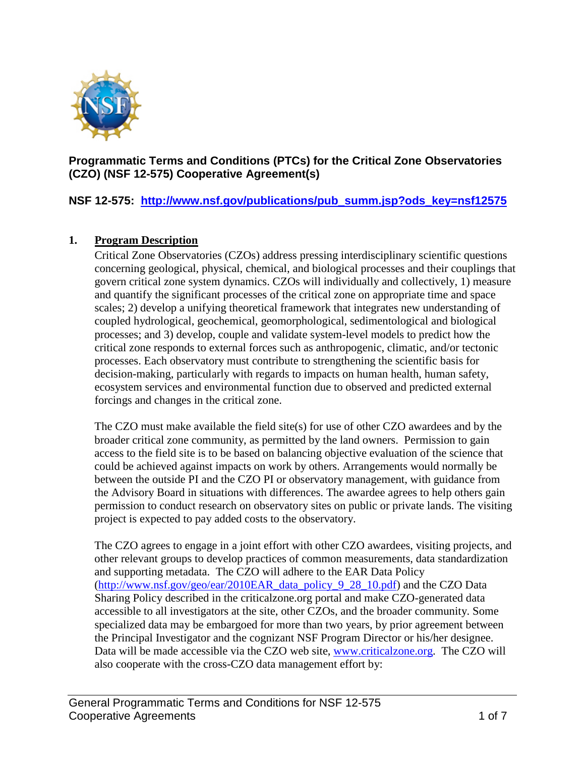**Programmatic Terms and Conditions (PTCs) for the Critical Zone Observatories (CZO) (NSF 12-575) Cooperative Agreement(s)**

**NSF 12-575: [http://www.nsf.gov/publications/pub_summ.jsp?ods_key=nsf12575](http://www.nsf.gov/publications/pub_summ.jsp?ods_key=nsf12575)**

## 1. Program Description

Critical Zone Observatories (CZOs) address pressing interdisciplinary scientific questions concerning geological, physical, chemical, and biological processes and their couplings that govern critical zone system dynamics. CZOs will individually and collectively, 1) measure and quantify the significant processes of the critical zone on appropriate time and space scales; 2) develop a unifying theoretical framework that integrates new understanding of coupled hydrological, geochemical, geomorphological, sedimentological and biological processes; and 3) develop, couple and validate system-level models to predict how the critical zone responds to external forces such as anthropogenic, climatic, and/or tectonic processes. Each observatory must contribute to strengthening the scientific basis for decision-making, particularly with regards to impacts on human health, human safety, ecosystem services and environmental function due to observed and predicted external forcings and changes in the critical zone.

The CZO must make available the field site(s) for use of other CZO awardees and by the broader critical zone community, as permitted by the land owners. Permission to gain access to the field site is to be based on balancing objective evaluation of the science that could be achieved against impacts on work by others. Arrangements would normally be between the outside PI and the CZO PI or observatory management, with guidance from the Advisory Board in situations with differences. The awardee agrees to help others gain permission to conduct research on observatory sites on public or private lands. The visiting project is expected to pay added costs to the observatory.

The CZO agrees to engage in a joint effort with other CZO awardees, visiting projects, and other relevant groups to develop practices of common measurements, data standardization and supporting metadata. The CZO will adhere to the EAR Data Policy ([http://www.nsf.gov/geo/ear/2010EAR_data_policy_9_28_10.pdf](http://www.nsf.gov/geo/ear/2010EAR_data_policy_9_28_10.pdf)) and the CZO Data Sharing Policy described in the criticalzone.org portal and make CZO-generated data accessible to all investigators at the site, other CZOs, and the broader community. Some specialized data may be embargoed for more than two years, by prior agreement between the Principal Investigator and the cognizant NSF Program Director or his/her designee. Data will be made accessible via the CZO web site, [www.criticalzone.org](http://www.criticalzone.org). The CZO will also cooperate with the cross-CZO data management effort by: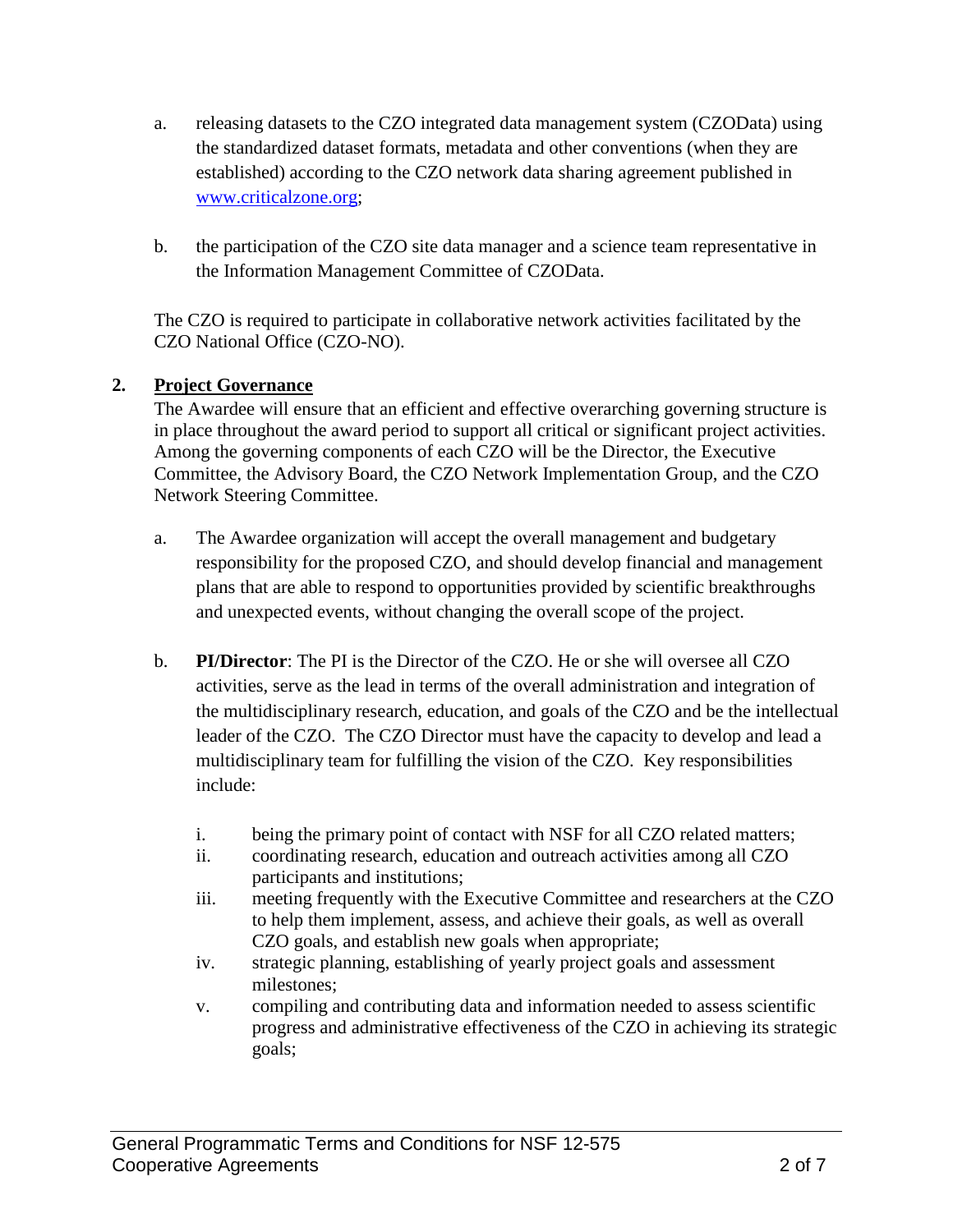a. releasing datasets to the CZO integrated data management system (CZOData) using the standardized dataset formats, metadata and other conventions (when they are established) according to the CZO network data sharing agreement published in [www.criticalzone.org](http://www.criticalzone.org);

b. the participation of the CZO site data manager and a science team representative in the Information Management Committee of CZOData.

The CZO is required to participate in collaborative network activities facilitated by the CZO National Office (CZO-NO).

## 2. Project Governance

The Awardee will ensure that an efficient and effective overarching governing structure is in place throughout the award period to support all critical or significant project activities. Among the governing components of each CZO will be the Director, the Executive Committee, the Advisory Board, the CZO Network Implementation Group, and the CZO Network Steering Committee.

a. The Awardee organization will accept the overall management and budgetary responsibility for the proposed CZO, and should develop financial and management plans that are able to respond to opportunities provided by scientific breakthroughs and unexpected events, without changing the overall scope of the project.

b. **PI/Director**: The PI is the Director of the CZO. He or she will oversee all CZO activities, serve as the lead in terms of the overall administration and integration of the multidisciplinary research, education, and goals of the CZO and be the intellectual leader of the CZO. The CZO Director must have the capacity to develop and lead a multidisciplinary team for fulfilling the vision of the CZO. Key responsibilities include:

   i. being the primary point of contact with NSF for all CZO related matters;
   
   ii. coordinating research, education and outreach activities among all CZO participants and institutions;
   
   iii. meeting frequently with the Executive Committee and researchers at the CZO to help them implement, assess, and achieve their goals, as well as overall CZO goals, and establish new goals when appropriate;
   
   iv. strategic planning, establishing of yearly project goals and assessment milestones;
   
   v. compiling and contributing data and information needed to assess scientific progress and administrative effectiveness of the CZO in achieving its strategic goals;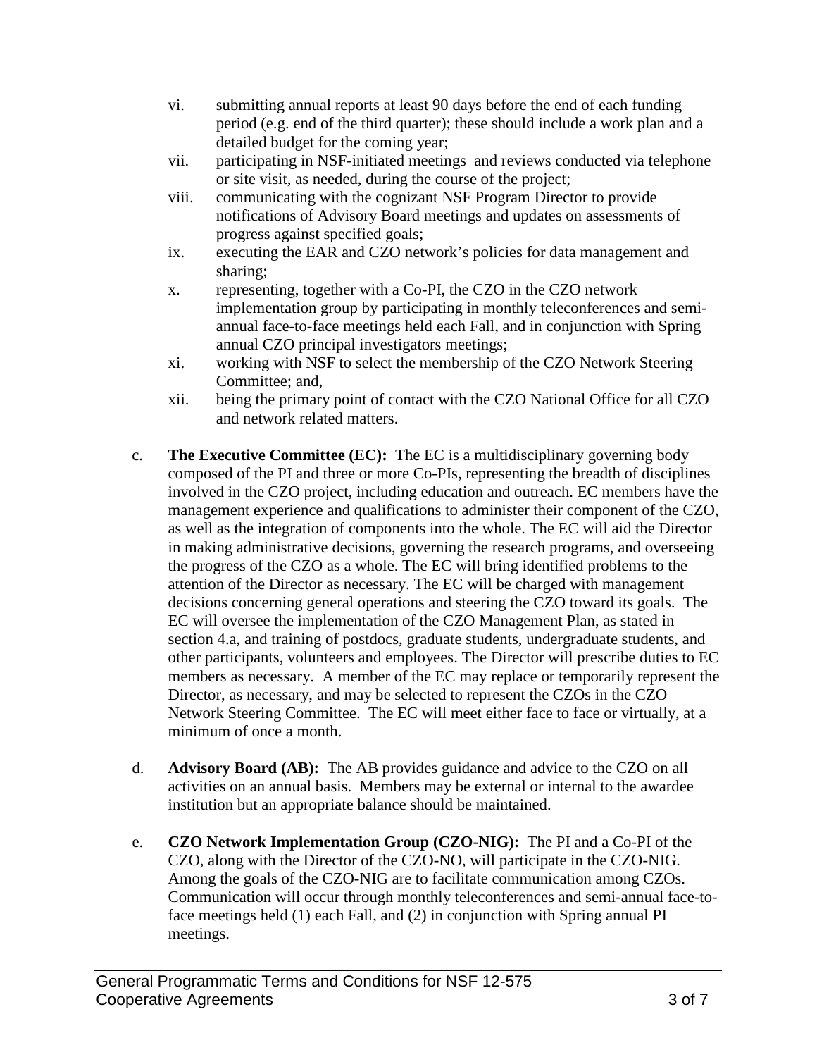vi. submitting annual reports at least 90 days before the end of each funding period (e.g. end of the third quarter); these should include a work plan and a detailed budget for the coming year;

vii. participating in NSF-initiated meetings and reviews conducted via telephone or site visit, as needed, during the course of the project;

viii. communicating with the cognizant NSF Program Director to provide notifications of Advisory Board meetings and updates on assessments of progress against specified goals;

ix. executing the EAR and CZO network's policies for data management and sharing;

x. representing, together with a Co-PI, the CZO in the CZO network implementation group by participating in monthly teleconferences and semi-annual face-to-face meetings held each Fall, and in conjunction with Spring annual CZO principal investigators meetings;

xi. working with NSF to select the membership of the CZO Network Steering Committee; and,

xii. being the primary point of contact with the CZO National Office for all CZO and network related matters.

c. **The Executive Committee (EC):** The EC is a multidisciplinary governing body composed of the PI and three or more Co-PIs, representing the breadth of disciplines involved in the CZO project, including education and outreach. EC members have the management experience and qualifications to administer their component of the CZO, as well as the integration of components into the whole. The EC will aid the Director in making administrative decisions, governing the research programs, and overseeing the progress of the CZO as a whole. The EC will bring identified problems to the attention of the Director as necessary. The EC will be charged with management decisions concerning general operations and steering the CZO toward its goals. The EC will oversee the implementation of the CZO Management Plan, as stated in section 4.a, and training of postdocs, graduate students, undergraduate students, and other participants, volunteers and employees. The Director will prescribe duties to EC members as necessary. A member of the EC may replace or temporarily represent the Director, as necessary, and may be selected to represent the CZOs in the CZO Network Steering Committee. The EC will meet either face to face or virtually, at a minimum of once a month.

d. **Advisory Board (AB):** The AB provides guidance and advice to the CZO on all activities on an annual basis. Members may be external or internal to the awardee institution but an appropriate balance should be maintained.

e. **CZO Network Implementation Group (CZO-NIG):** The PI and a Co-PI of the CZO, along with the Director of the CZO-NO, will participate in the CZO-NIG. Among the goals of the CZO-NIG are to facilitate communication among CZOs. Communication will occur through monthly teleconferences and semi-annual face-to-face meetings held (1) each Fall, and (2) in conjunction with Spring annual PI meetings.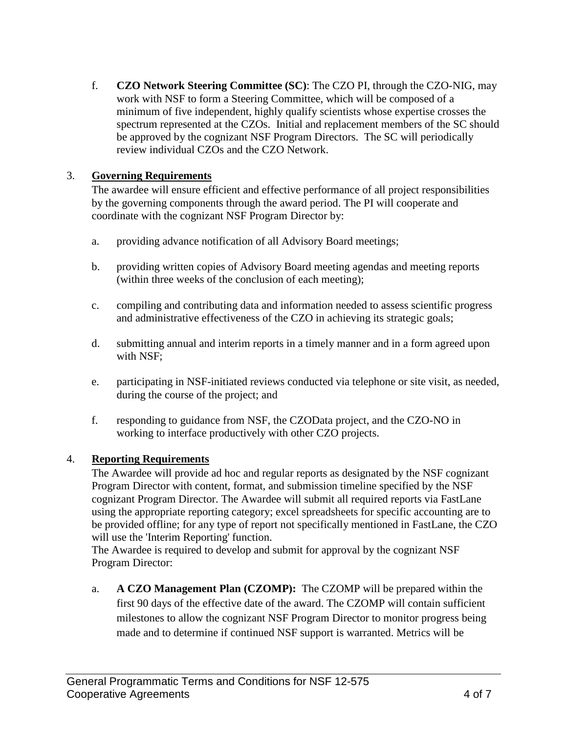f. **CZO Network Steering Committee (SC)**: The CZO PI, through the CZO-NIG, may work with NSF to form a Steering Committee, which will be composed of a minimum of five independent, highly qualify scientists whose expertise crosses the spectrum represented at the CZOs. Initial and replacement members of the SC should be approved by the cognizant NSF Program Directors. The SC will periodically review individual CZOs and the CZO Network.

3. **Governing Requirements**

The awardee will ensure efficient and effective performance of all project responsibilities by the governing components through the award period. The PI will cooperate and coordinate with the cognizant NSF Program Director by:

a. providing advance notification of all Advisory Board meetings;

b. providing written copies of Advisory Board meeting agendas and meeting reports (within three weeks of the conclusion of each meeting);

c. compiling and contributing data and information needed to assess scientific progress and administrative effectiveness of the CZO in achieving its strategic goals;

d. submitting annual and interim reports in a timely manner and in a form agreed upon with NSF;

e. participating in NSF-initiated reviews conducted via telephone or site visit, as needed, during the course of the project; and

f. responding to guidance from NSF, the CZOData project, and the CZO-NO in working to interface productively with other CZO projects.

4. **Reporting Requirements**

The Awardee will provide ad hoc and regular reports as designated by the NSF cognizant Program Director with content, format, and submission timeline specified by the NSF cognizant Program Director. The Awardee will submit all required reports via FastLane using the appropriate reporting category; excel spreadsheets for specific accounting are to be provided offline; for any type of report not specifically mentioned in FastLane, the CZO will use the 'Interim Reporting' function.

The Awardee is required to develop and submit for approval by the cognizant NSF Program Director:

a. **A CZO Management Plan (CZOMP):** The CZOMP will be prepared within the first 90 days of the effective date of the award. The CZOMP will contain sufficient milestones to allow the cognizant NSF Program Director to monitor progress being made and to determine if continued NSF support is warranted. Metrics will be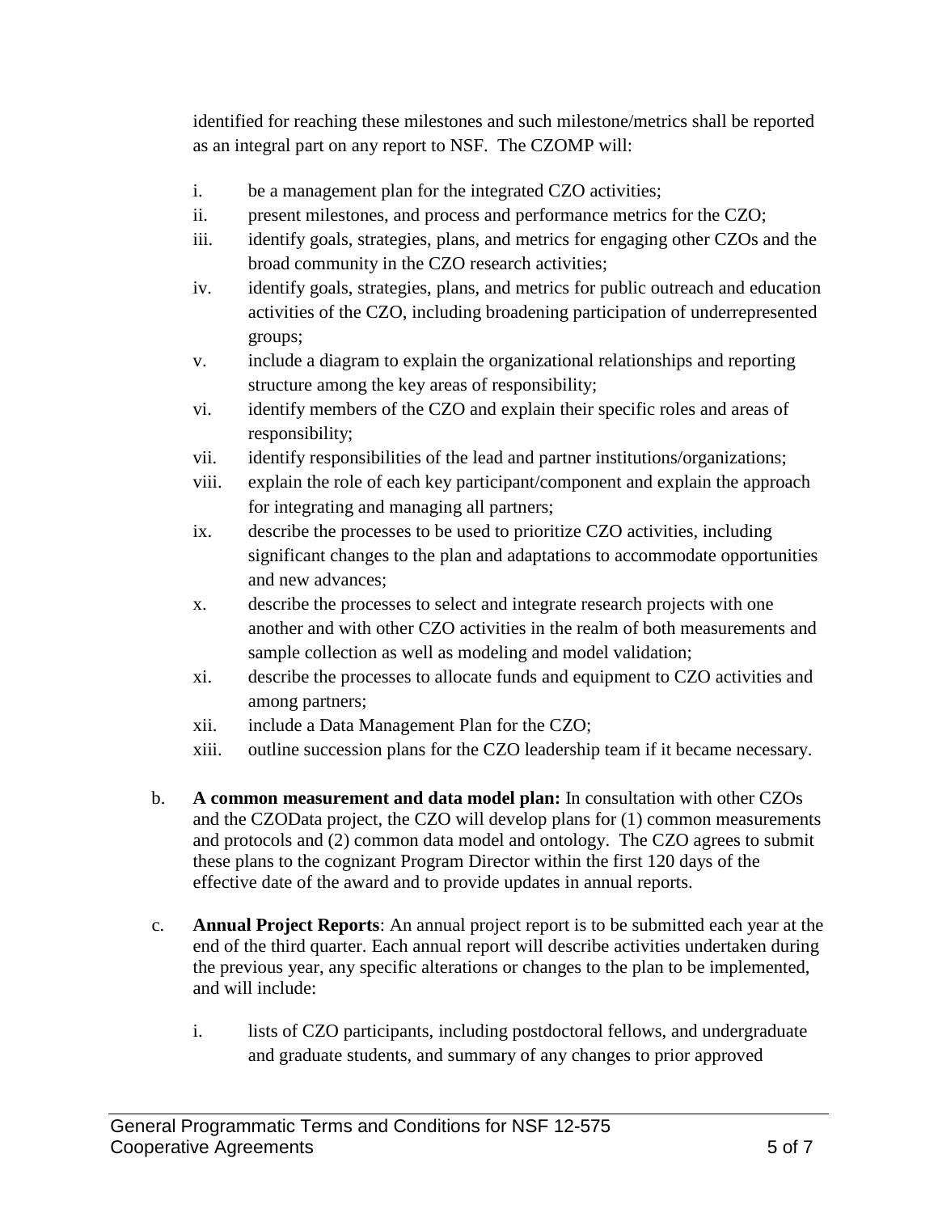identified for reaching these milestones and such milestone/metrics shall be reported as an integral part on any report to NSF. The CZOMP will:

i. be a management plan for the integrated CZO activities;
ii. present milestones, and process and performance metrics for the CZO;
iii. identify goals, strategies, plans, and metrics for engaging other CZOs and the broad community in the CZO research activities;
iv. identify goals, strategies, plans, and metrics for public outreach and education activities of the CZO, including broadening participation of underrepresented groups;
v. include a diagram to explain the organizational relationships and reporting structure among the key areas of responsibility;
vi. identify members of the CZO and explain their specific roles and areas of responsibility;
vii. identify responsibilities of the lead and partner institutions/organizations;
viii. explain the role of each key participant/component and explain the approach for integrating and managing all partners;
ix. describe the processes to be used to prioritize CZO activities, including significant changes to the plan and adaptations to accommodate opportunities and new advances;
x. describe the processes to select and integrate research projects with one another and with other CZO activities in the realm of both measurements and sample collection as well as modeling and model validation;
xi. describe the processes to allocate funds and equipment to CZO activities and among partners;
xii. include a Data Management Plan for the CZO;
xiii. outline succession plans for the CZO leadership team if it became necessary.

b. **A common measurement and data model plan:** In consultation with other CZOs and the CZOData project, the CZO will develop plans for (1) common measurements and protocols and (2) common data model and ontology. The CZO agrees to submit these plans to the cognizant Program Director within the first 120 days of the effective date of the award and to provide updates in annual reports.

c. **Annual Project Reports**: An annual project report is to be submitted each year at the end of the third quarter. Each annual report will describe activities undertaken during the previous year, any specific alterations or changes to the plan to be implemented, and will include:

   i. lists of CZO participants, including postdoctoral fellows, and undergraduate and graduate students, and summary of any changes to prior approved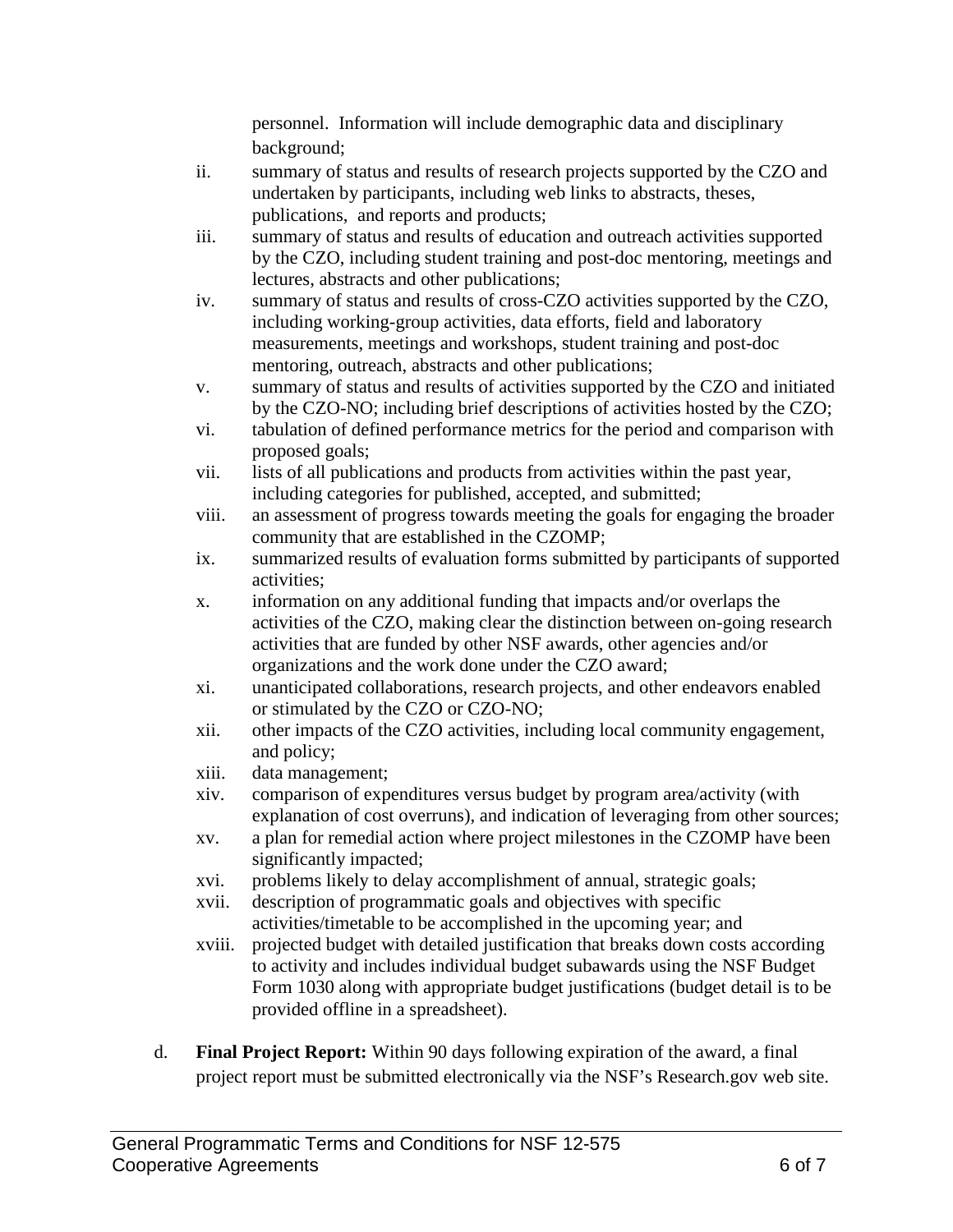personnel. Information will include demographic data and disciplinary background;

ii. summary of status and results of research projects supported by the CZO and undertaken by participants, including web links to abstracts, theses, publications, and reports and products;

iii. summary of status and results of education and outreach activities supported by the CZO, including student training and post-doc mentoring, meetings and lectures, abstracts and other publications;

iv. summary of status and results of cross-CZO activities supported by the CZO, including working-group activities, data efforts, field and laboratory measurements, meetings and workshops, student training and post-doc mentoring, outreach, abstracts and other publications;

v. summary of status and results of activities supported by the CZO and initiated by the CZO-NO; including brief descriptions of activities hosted by the CZO;

vi. tabulation of defined performance metrics for the period and comparison with proposed goals;

vii. lists of all publications and products from activities within the past year, including categories for published, accepted, and submitted;

viii. an assessment of progress towards meeting the goals for engaging the broader community that are established in the CZOMP;

ix. summarized results of evaluation forms submitted by participants of supported activities;

x. information on any additional funding that impacts and/or overlaps the activities of the CZO, making clear the distinction between on-going research activities that are funded by other NSF awards, other agencies and/or organizations and the work done under the CZO award;

xi. unanticipated collaborations, research projects, and other endeavors enabled or stimulated by the CZO or CZO-NO;

xii. other impacts of the CZO activities, including local community engagement, and policy;

xiii. data management;

xiv. comparison of expenditures versus budget by program area/activity (with explanation of cost overruns), and indication of leveraging from other sources;

xv. a plan for remedial action where project milestones in the CZOMP have been significantly impacted;

xvi. problems likely to delay accomplishment of annual, strategic goals;

xvii. description of programmatic goals and objectives with specific activities/timetable to be accomplished in the upcoming year; and

xviii. projected budget with detailed justification that breaks down costs according to activity and includes individual budget subawards using the NSF Budget Form 1030 along with appropriate budget justifications (budget detail is to be provided offline in a spreadsheet).

d. **Final Project Report:** Within 90 days following expiration of the award, a final project report must be submitted electronically via the NSF's Research.gov web site.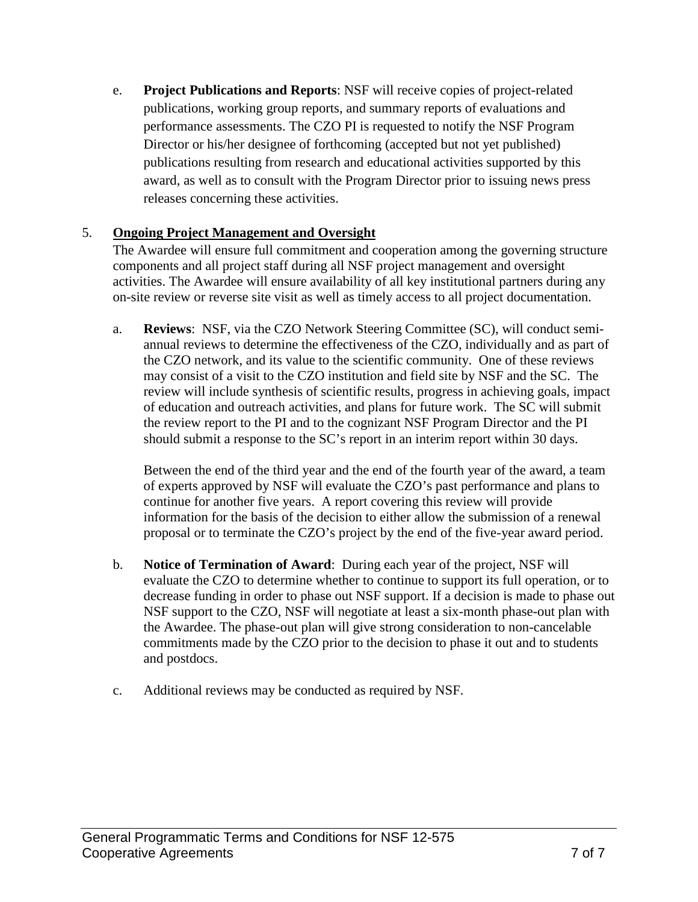e. **Project Publications and Reports**: NSF will receive copies of project-related publications, working group reports, and summary reports of evaluations and performance assessments. The CZO PI is requested to notify the NSF Program Director or his/her designee of forthcoming (accepted but not yet published) publications resulting from research and educational activities supported by this award, as well as to consult with the Program Director prior to issuing news press releases concerning these activities.

5. **Ongoing Project Management and Oversight**

The Awardee will ensure full commitment and cooperation among the governing structure components and all project staff during all NSF project management and oversight activities. The Awardee will ensure availability of all key institutional partners during any on-site review or reverse site visit as well as timely access to all project documentation.

a. **Reviews**: NSF, via the CZO Network Steering Committee (SC), will conduct semi-annual reviews to determine the effectiveness of the CZO, individually and as part of the CZO network, and its value to the scientific community. One of these reviews may consist of a visit to the CZO institution and field site by NSF and the SC. The review will include synthesis of scientific results, progress in achieving goals, impact of education and outreach activities, and plans for future work. The SC will submit the review report to the PI and to the cognizant NSF Program Director and the PI should submit a response to the SC's report in an interim report within 30 days.

Between the end of the third year and the end of the fourth year of the award, a team of experts approved by NSF will evaluate the CZO's past performance and plans to continue for another five years. A report covering this review will provide information for the basis of the decision to either allow the submission of a renewal proposal or to terminate the CZO's project by the end of the five-year award period.

b. **Notice of Termination of Award**: During each year of the project, NSF will evaluate the CZO to determine whether to continue to support its full operation, or to decrease funding in order to phase out NSF support. If a decision is made to phase out NSF support to the CZO, NSF will negotiate at least a six-month phase-out plan with the Awardee. The phase-out plan will give strong consideration to non-cancelable commitments made by the CZO prior to the decision to phase it out and to students and postdocs.

c. Additional reviews may be conducted as required by NSF.